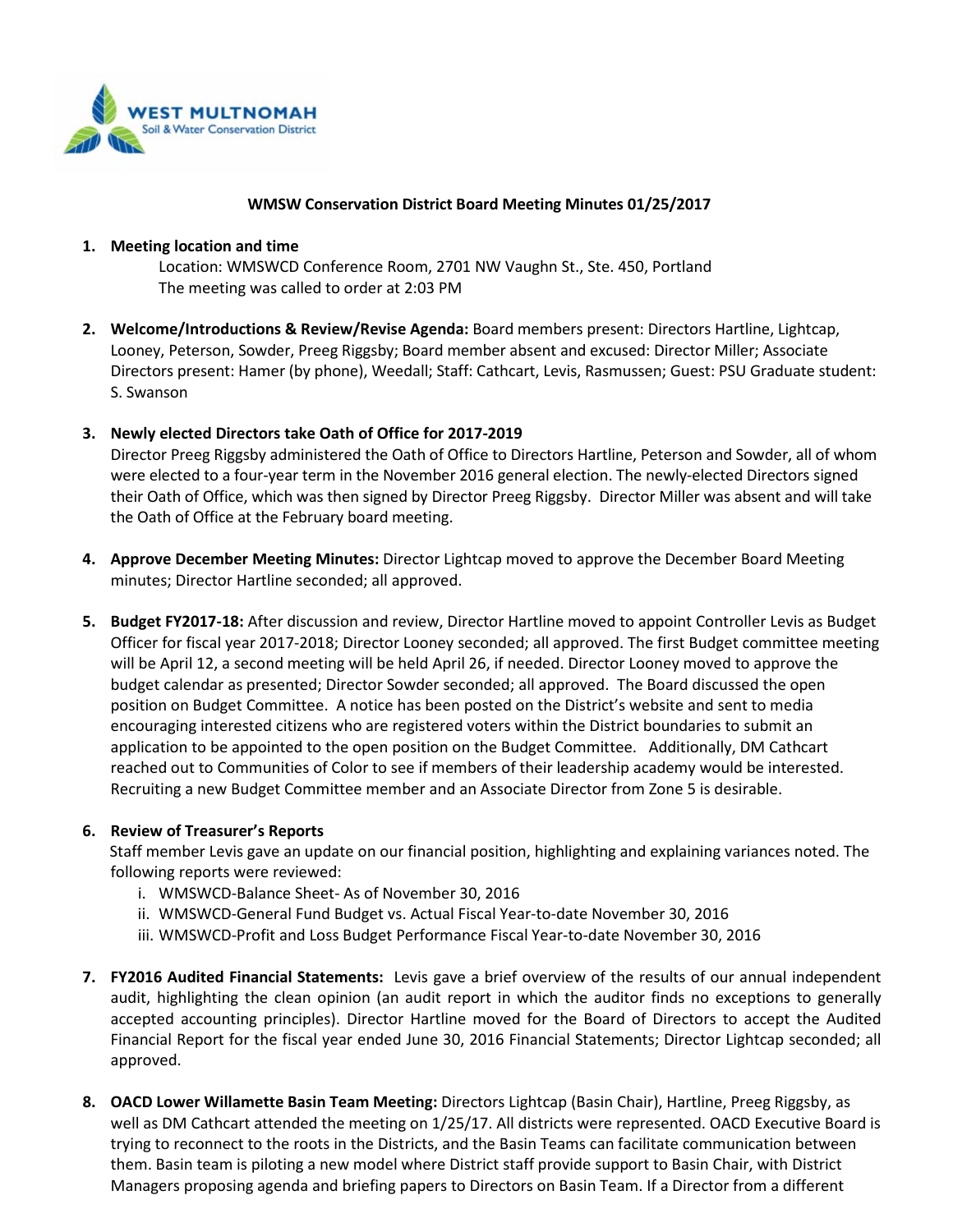**WMSW Conservation District Board Meeting Minutes 01/25/2017**

1. **Meeting location and time**
   Location: WMSWCD Conference Room, 2701 NW Vaughn St., Ste. 450, Portland
   The meeting was called to order at 2:03 PM

2. **Welcome/Introductions & Review/Revise Agenda:** Board members present: Directors Hartline, Lightcap, Looney, Peterson, Sowder, Preeg Riggsby; Board member absent and excused: Director Miller; Associate Directors present: Hamer (by phone), Weedall; Staff: Cathcart, Levis, Rasmussen; Guest: PSU Graduate student: S. Swanson

3. **Newly elected Directors take Oath of Office for 2017-2019**
   Director Preeg Riggsby administered the Oath of Office to Directors Hartline, Peterson and Sowder, all of whom were elected to a four-year term in the November 2016 general election. The newly-elected Directors signed their Oath of Office, which was then signed by Director Preeg Riggsby. Director Miller was absent and will take the Oath of Office at the February board meeting.

4. **Approve December Meeting Minutes:** Director Lightcap moved to approve the December Board Meeting minutes; Director Hartline seconded; all approved.

5. **Budget FY2017-18:** After discussion and review, Director Hartline moved to appoint Controller Levis as Budget Officer for fiscal year 2017-2018; Director Looney seconded; all approved. The first Budget committee meeting will be April 12, a second meeting will be held April 26, if needed. Director Looney moved to approve the budget calendar as presented; Director Sowder seconded; all approved. The Board discussed the open position on Budget Committee. A notice has been posted on the District's website and sent to media encouraging interested citizens who are registered voters within the District boundaries to submit an application to be appointed to the open position on the Budget Committee. Additionally, DM Cathcart reached out to Communities of Color to see if members of their leadership academy would be interested. Recruiting a new Budget Committee member and an Associate Director from Zone 5 is desirable.

6. **Review of Treasurer's Reports**
   Staff member Levis gave an update on our financial position, highlighting and explaining variances noted. The following reports were reviewed:
   i. WMSWCD-Balance Sheet- As of November 30, 2016
   ii. WMSWCD-General Fund Budget vs. Actual Fiscal Year-to-date November 30, 2016
   iii. WMSWCD-Profit and Loss Budget Performance Fiscal Year-to-date November 30, 2016

7. **FY2016 Audited Financial Statements:** Levis gave a brief overview of the results of our annual independent audit, highlighting the clean opinion (an audit report in which the auditor finds no exceptions to generally accepted accounting principles). Director Hartline moved for the Board of Directors to accept the Audited Financial Report for the fiscal year ended June 30, 2016 Financial Statements; Director Lightcap seconded; all approved.

8. **OACD Lower Willamette Basin Team Meeting:** Directors Lightcap (Basin Chair), Hartline, Preeg Riggsby, as well as DM Cathcart attended the meeting on 1/25/17. All districts were represented. OACD Executive Board is trying to reconnect to the roots in the Districts, and the Basin Teams can facilitate communication between them. Basin team is piloting a new model where District staff provide support to Basin Chair, with District Managers proposing agenda and briefing papers to Directors on Basin Team. If a Director from a different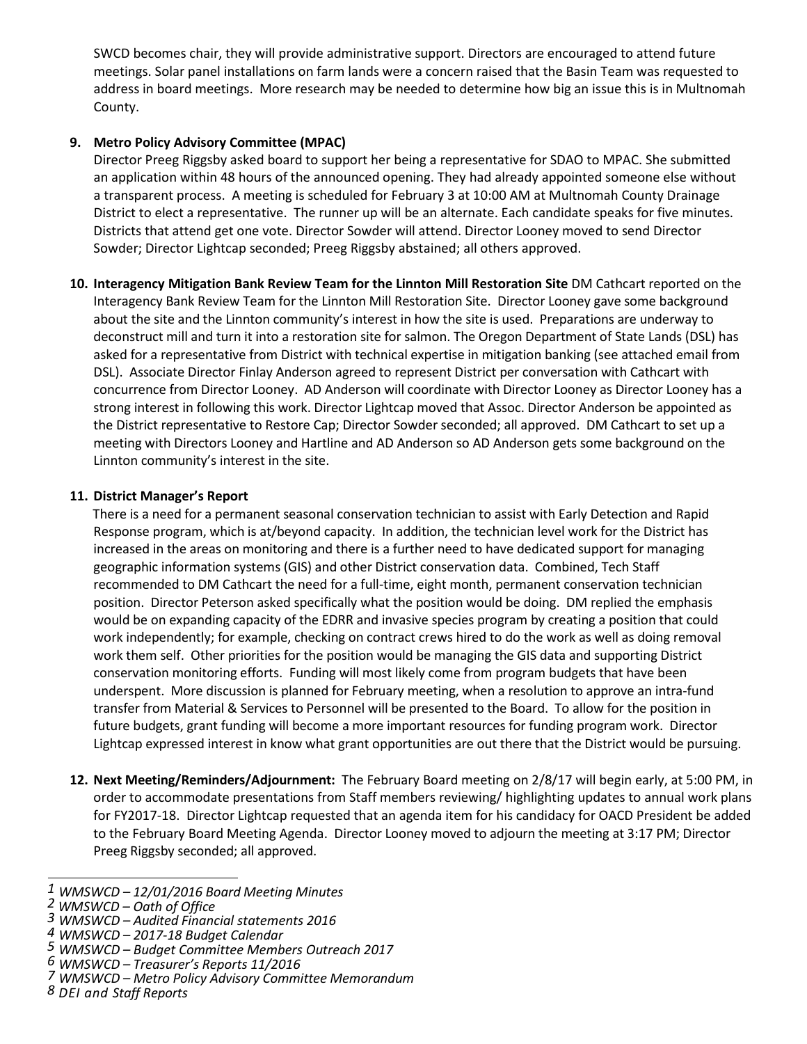SWCD becomes chair, they will provide administrative support. Directors are encouraged to attend future meetings. Solar panel installations on farm lands were a concern raised that the Basin Team was requested to address in board meetings. More research may be needed to determine how big an issue this is in Multnomah County.

9. **Metro Policy Advisory Committee (MPAC)**
   Director Preeg Riggsby asked board to support her being a representative for SDAO to MPAC. She submitted an application within 48 hours of the announced opening. They had already appointed someone else without a transparent process. A meeting is scheduled for February 3 at 10:00 AM at Multnomah County Drainage District to elect a representative. The runner up will be an alternate. Each candidate speaks for five minutes. Districts that attend get one vote. Director Sowder will attend. Director Looney moved to send Director Sowder; Director Lightcap seconded; Preeg Riggsby abstained; all others approved.

10. **Interagency Mitigation Bank Review Team for the Linnton Mill Restoration Site** DM Cathcart reported on the Interagency Bank Review Team for the Linnton Mill Restoration Site. Director Looney gave some background about the site and the Linnton community's interest in how the site is used. Preparations are underway to deconstruct mill and turn it into a restoration site for salmon. The Oregon Department of State Lands (DSL) has asked for a representative from District with technical expertise in mitigation banking (see attached email from DSL). Associate Director Finlay Anderson agreed to represent District per conversation with Cathcart with concurrence from Director Looney. AD Anderson will coordinate with Director Looney as Director Looney has a strong interest in following this work. Director Lightcap moved that Assoc. Director Anderson be appointed as the District representative to Restore Cap; Director Sowder seconded; all approved. DM Cathcart to set up a meeting with Directors Looney and Hartline and AD Anderson so AD Anderson gets some background on the Linnton community's interest in the site.

11. **District Manager's Report**
    There is a need for a permanent seasonal conservation technician to assist with Early Detection and Rapid Response program, which is at/beyond capacity. In addition, the technician level work for the District has increased in the areas on monitoring and there is a further need to have dedicated support for managing geographic information systems (GIS) and other District conservation data. Combined, Tech Staff recommended to DM Cathcart the need for a full-time, eight month, permanent conservation technician position. Director Peterson asked specifically what the position would be doing. DM replied the emphasis would be on expanding capacity of the EDRR and invasive species program by creating a position that could work independently; for example, checking on contract crews hired to do the work as well as doing removal work them self. Other priorities for the position would be managing the GIS data and supporting District conservation monitoring efforts. Funding will most likely come from program budgets that have been underspent. More discussion is planned for February meeting, when a resolution to approve an intra-fund transfer from Material & Services to Personnel will be presented to the Board. To allow for the position in future budgets, grant funding will become a more important resources for funding program work. Director Lightcap expressed interest in know what grant opportunities are out there that the District would be pursuing.

12. **Next Meeting/Reminders/Adjournment:** The February Board meeting on 2/8/17 will begin early, at 5:00 PM, in order to accommodate presentations from Staff members reviewing/ highlighting updates to annual work plans for FY2017-18. Director Lightcap requested that an agenda item for his candidacy for OACD President be added to the February Board Meeting Agenda. Director Looney moved to adjourn the meeting at 3:17 PM; Director Preeg Riggsby seconded; all approved.

---

1 *WMSWCD – 12/01/2016 Board Meeting Minutes*
2 *WMSWCD – Oath of Office*
3 *WMSWCD – Audited Financial statements 2016*
4 *WMSWCD – 2017-18 Budget Calendar*
5 *WMSWCD – Budget Committee Members Outreach 2017*
6 *WMSWCD – Treasurer's Reports 11/2016*
7 *WMSWCD – Metro Policy Advisory Committee Memorandum*
8 *DEI and Staff Reports*